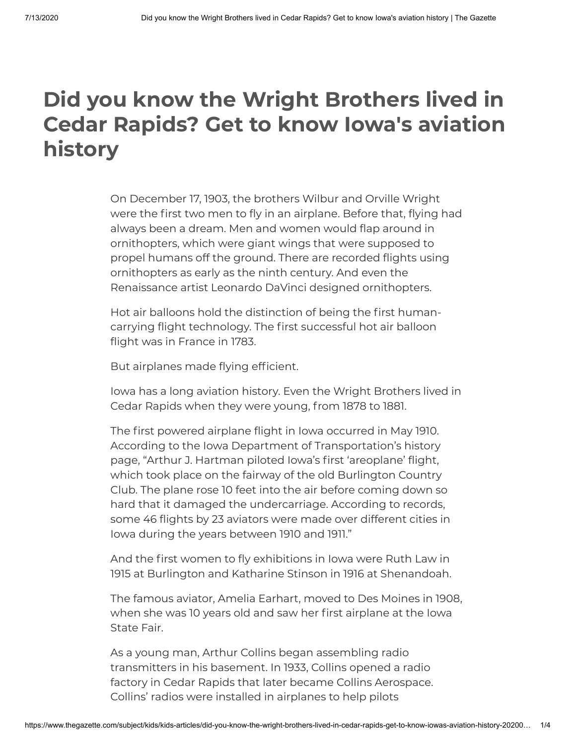# Did you know the Wright Brothers lived in Cedar Rapids? Get to know Iowa's aviation history

On December 17, 1903, the brothers Wilbur and Orville Wright were the first two men to fly in an airplane. Before that, flying had always been a dream. Men and women would flap around in ornithopters, which were giant wings that were supposed to propel humans off the ground. There are recorded flights using ornithopters as early as the ninth century. And even the Renaissance artist Leonardo DaVinci designed ornithopters.

Hot air balloons hold the distinction of being the first human-carrying flight technology. The first successful hot air balloon flight was in France in 1783.

But airplanes made flying efficient.

Iowa has a long aviation history. Even the Wright Brothers lived in Cedar Rapids when they were young, from 1878 to 1881.

The first powered airplane flight in Iowa occurred in May 1910. According to the Iowa Department of Transportation's history page, "Arthur J. Hartman piloted Iowa's first 'areoplane' flight, which took place on the fairway of the old Burlington Country Club. The plane rose 10 feet into the air before coming down so hard that it damaged the undercarriage. According to records, some 46 flights by 23 aviators were made over different cities in Iowa during the years between 1910 and 1911."

And the first women to fly exhibitions in Iowa were Ruth Law in 1915 at Burlington and Katharine Stinson in 1916 at Shenandoah.

The famous aviator, Amelia Earhart, moved to Des Moines in 1908, when she was 10 years old and saw her first airplane at the Iowa State Fair.

As a young man, Arthur Collins began assembling radio transmitters in his basement. In 1933, Collins opened a radio factory in Cedar Rapids that later became Collins Aerospace. Collins' radios were installed in airplanes to help pilots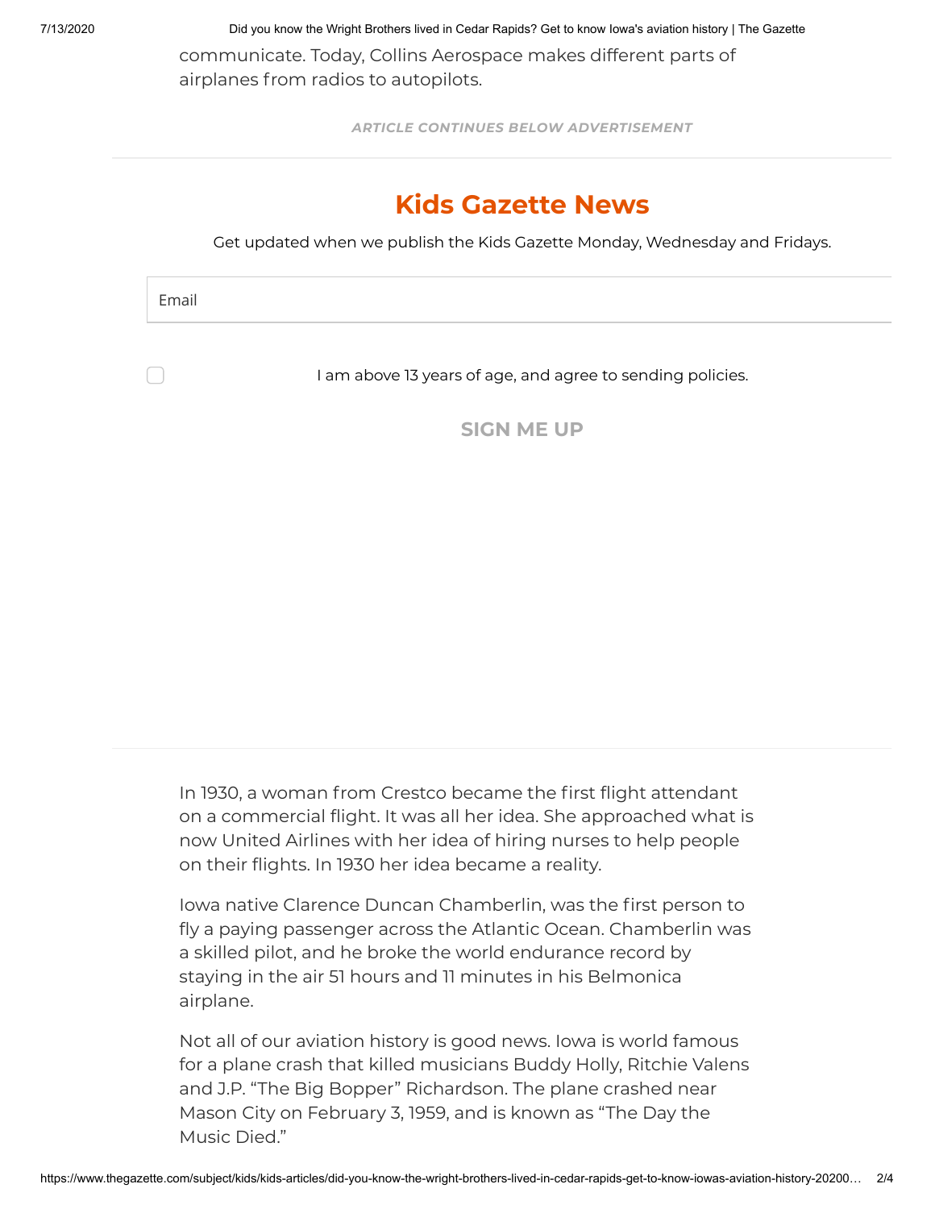communicate. Today, Collins Aerospace makes different parts of airplanes from radios to autopilots.

*ARTICLE CONTINUES BELOW ADVERTISEMENT*

## Kids Gazette News

Get updated when we publish the Kids Gazette Monday, Wednesday and Fridays.

Email

I am above 13 years of age, and agree to sending policies.

SIGN ME UP

In 1930, a woman from Crestco became the first flight attendant on a commercial flight. It was all her idea. She approached what is now United Airlines with her idea of hiring nurses to help people on their flights. In 1930 her idea became a reality.

Iowa native Clarence Duncan Chamberlin, was the first person to fly a paying passenger across the Atlantic Ocean. Chamberlin was a skilled pilot, and he broke the world endurance record by staying in the air 51 hours and 11 minutes in his Belmonica airplane.

Not all of our aviation history is good news. Iowa is world famous for a plane crash that killed musicians Buddy Holly, Ritchie Valens and J.P. "The Big Bopper" Richardson. The plane crashed near Mason City on February 3, 1959, and is known as "The Day the Music Died."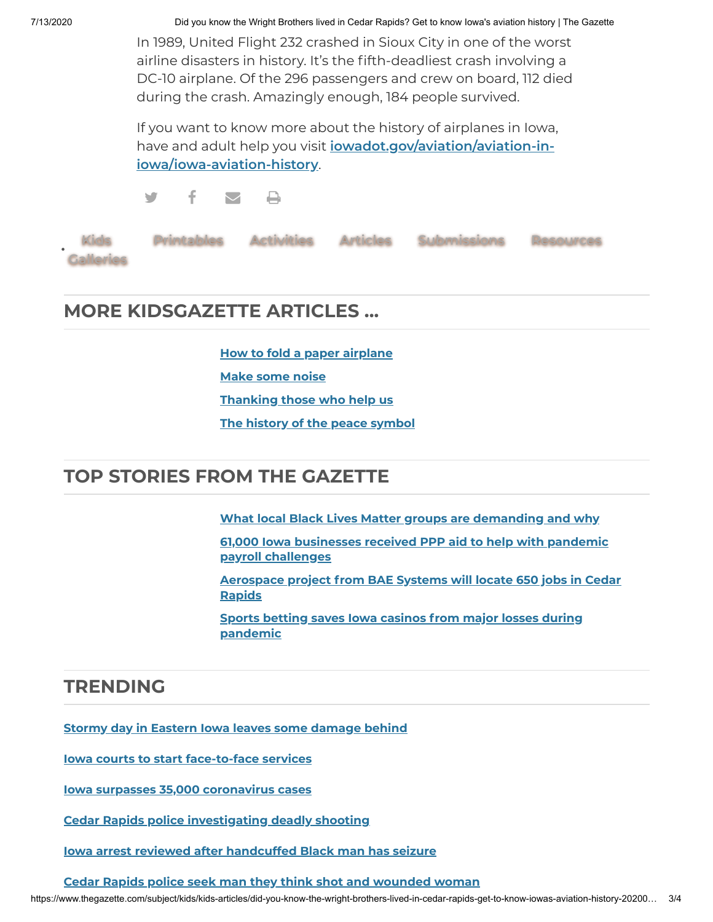In 1989, United Flight 232 crashed in Sioux City in one of the worst airline disasters in history. It's the fifth-deadliest crash involving a DC-10 airplane. Of the 296 passengers and crew on board, 112 died during the crash. Amazingly enough, 184 people survived.

If you want to know more about the history of airplanes in Iowa, have and adult help you visit [iowadot.gov/aviation/aviation-in-iowa/iowa-aviation-history]().

- Kids Galleries
- Printables
- Activities
- Articles
- Submissions
- Resources

## MORE KIDSGAZETTE ARTICLES ...

[How to fold a paper airplane]()

[Make some noise]()

[Thanking those who help us]()

[The history of the peace symbol]()

## TOP STORIES FROM THE GAZETTE

[What local Black Lives Matter groups are demanding and why]()

[61,000 Iowa businesses received PPP aid to help with pandemic payroll challenges]()

[Aerospace project from BAE Systems will locate 650 jobs in Cedar Rapids]()

[Sports betting saves Iowa casinos from major losses during pandemic]()

## TRENDING

[Stormy day in Eastern Iowa leaves some damage behind]()

[Iowa courts to start face-to-face services]()

[Iowa surpasses 35,000 coronavirus cases]()

[Cedar Rapids police investigating deadly shooting]()

[Iowa arrest reviewed after handcuffed Black man has seizure]()

[Cedar Rapids police seek man they think shot and wounded woman]()